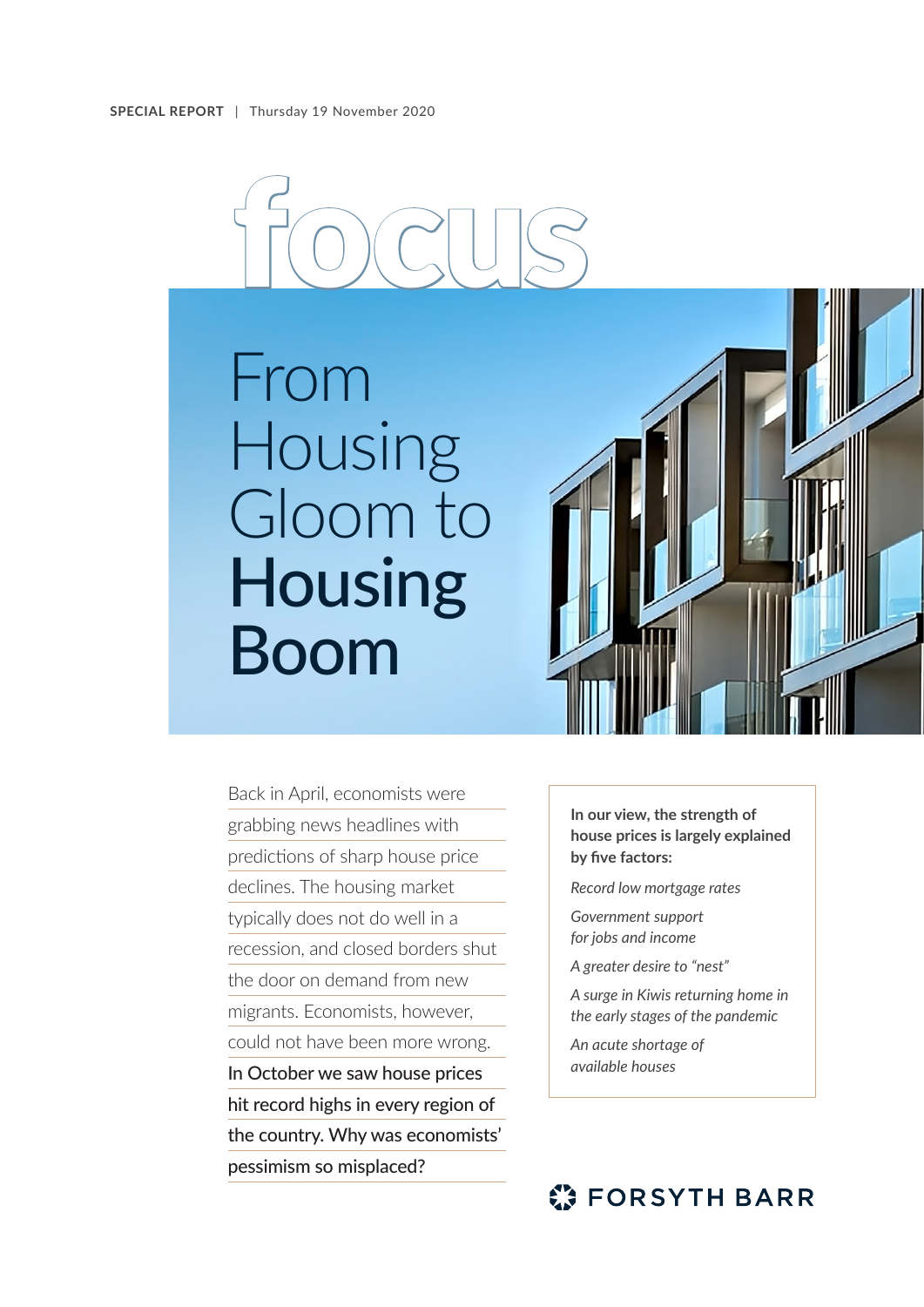**SPECIAL REPORT** | Thursday 19 November 2020

# focus

# From Housing Gloom to **Housing Boom**

Back in April, economists were grabbing news headlines with predictions of sharp house price declines. The housing market typically does not do well in a recession, and closed borders shut the door on demand from new migrants. Economists, however, could not have been more wrong. In October we saw house prices hit record highs in every region of the country. Why was economists' pessimism so misplaced?

**In our view, the strength of house prices is largely explained by five factors:**

*Record low mortgage rates*

*Government support for jobs and income*

*A greater desire to "nest"*

*A surge in Kiwis returning home in the early stages of the pandemic*

*An acute shortage of available houses*

FORSYTH BARR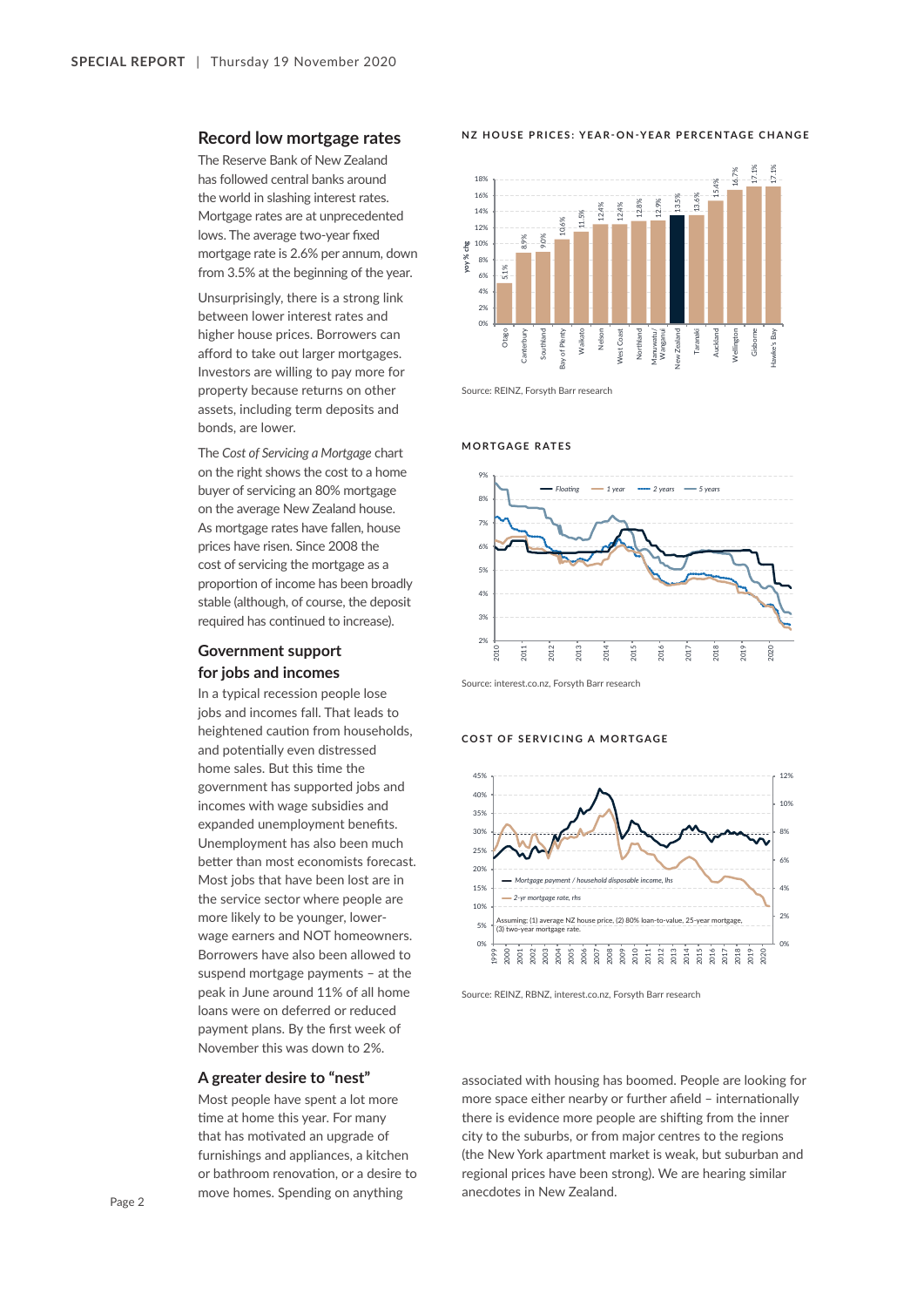## Record low mortgage rates

The Reserve Bank of New Zealand has followed central banks around the world in slashing interest rates. Mortgage rates are at unprecedented lows. The average two-year fixed mortgage rate is 2.6% per annum, down from 3.5% at the beginning of the year.

Unsurprisingly, there is a strong link between lower interest rates and higher house prices. Borrowers can afford to take out larger mortgages. Investors are willing to pay more for property because returns on other assets, including term deposits and bonds, are lower.

The *Cost of Servicing a Mortgage* chart on the right shows the cost to a home buyer of servicing an 80% mortgage on the average New Zealand house. As mortgage rates have fallen, house prices have risen. Since 2008 the cost of servicing the mortgage as a proportion of income has been broadly stable (although, of course, the deposit required has continued to increase).

## Government support for jobs and incomes

In a typical recession people lose jobs and incomes fall. That leads to heightened caution from households, and potentially even distressed home sales. But this time the government has supported jobs and incomes with wage subsidies and expanded unemployment benefits. Unemployment has also been much better than most economists forecast. Most jobs that have been lost are in the service sector where people are more likely to be younger, lower-wage earners and NOT homeowners. Borrowers have also been allowed to suspend mortgage payments – at the peak in June around 11% of all home loans were on deferred or reduced payment plans. By the first week of November this was down to 2%.

## A greater desire to "nest"

Most people have spent a lot more time at home this year. For many that has motivated an upgrade of furnishings and appliances, a kitchen or bathroom renovation, or a desire to move homes. Spending on anything associated with housing has boomed. People are looking for more space either nearby or further afield – internationally there is evidence more people are shifting from the inner city to the suburbs, or from major centres to the regions (the New York apartment market is weak, but suburban and regional prices have been strong). We are hearing similar anecdotes in New Zealand.

**NZ HOUSE PRICES: YEAR-ON-YEAR PERCENTAGE CHANGE**

| Region | yoy % chg |
|---|---|
| Otago | 5.1% |
| Canterbury | 8.9% |
| Southland | 9.0% |
| Bay of Plenty | 10.6% |
| Waikato | 11.5% |
| Nelson | 12.4% |
| West Coast | 12.4% |
| Northland | 12.8% |
| Manuwatu/Wanganui | 12.9% |
| New Zealand | 13.5% |
| Taranaki | 13.6% |
| Auckland | 15.4% |
| Wellington | 16.7% |
| Gisborne | 17.1% |
| Hawke's Bay | 17.1% |

Source: REINZ, Forsyth Barr research

**MORTGAGE RATES**

Floating — 1 year — 2 years — 5 years (2010–2020)

Source: interest.co.nz, Forsyth Barr research

**COST OF SERVICING A MORTGAGE**

Mortgage payment / household disposable income, lhs — 2-yr mortgage rate, rhs (1999–2020)

Assuming: (1) average NZ house price, (2) 80% loan-to-value, 25-year mortgage, (3) two-year mortgage rate.

Source: REINZ, RBNZ, interest.co.nz, Forsyth Barr research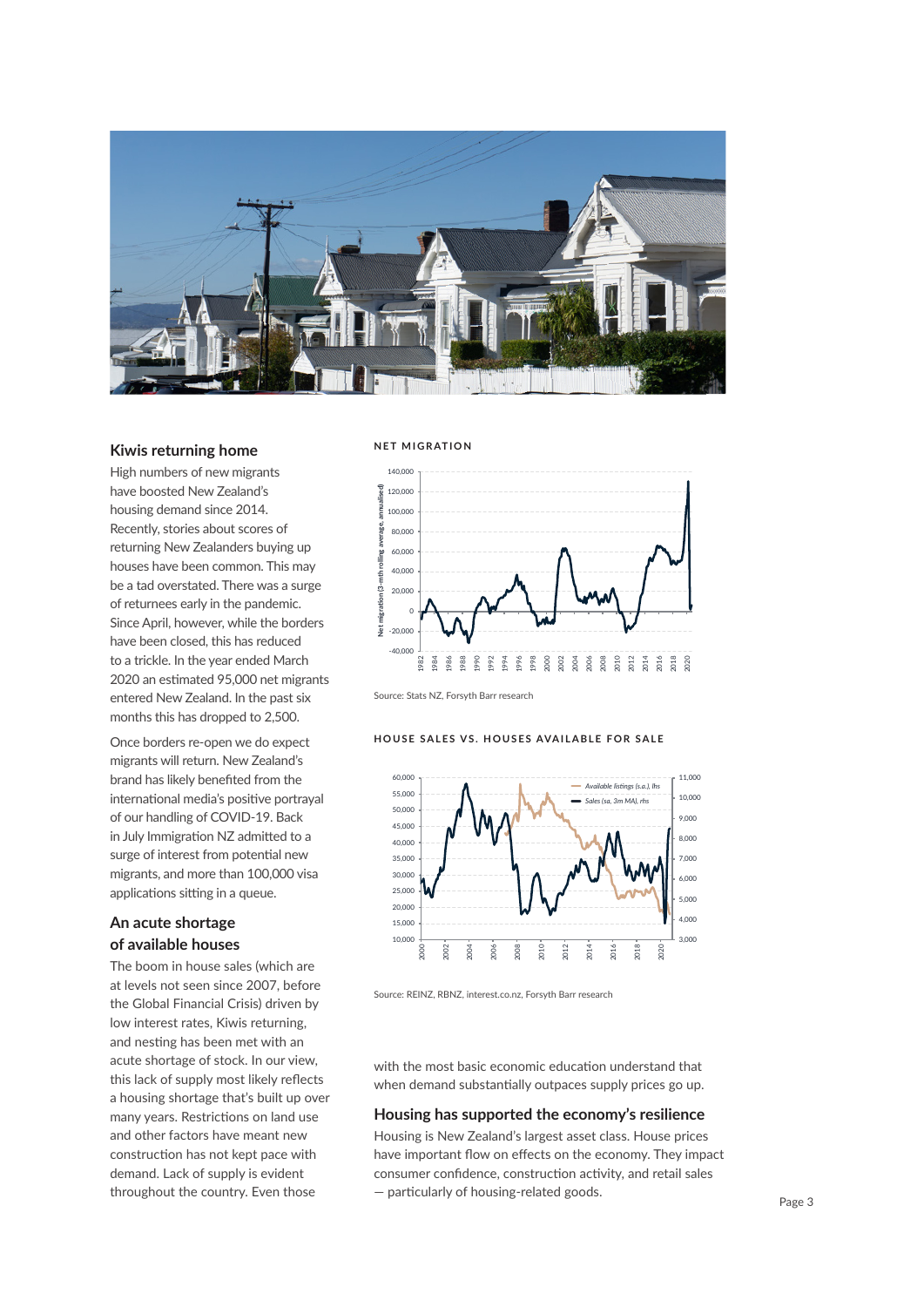## Kiwis returning home

High numbers of new migrants have boosted New Zealand's housing demand since 2014. Recently, stories about scores of returning New Zealanders buying up houses have been common. This may be a tad overstated. There was a surge of returnees early in the pandemic. Since April, however, while the borders have been closed, this has reduced to a trickle. In the year ended March 2020 an estimated 95,000 net migrants entered New Zealand. In the past six months this has dropped to 2,500.

Once borders re-open we do expect migrants will return. New Zealand's brand has likely benefited from the international media's positive portrayal of our handling of COVID-19. Back in July Immigration NZ admitted to a surge of interest from potential new migrants, and more than 100,000 visa applications sitting in a queue.

## An acute shortage of available houses

The boom in house sales (which are at levels not seen since 2007, before the Global Financial Crisis) driven by low interest rates, Kiwis returning, and nesting has been met with an acute shortage of stock. In our view, this lack of supply most likely reflects a housing shortage that's built up over many years. Restrictions on land use and other factors have meant new construction has not kept pace with demand. Lack of supply is evident throughout the country. Even those with the most basic economic education understand that when demand substantially outpaces supply prices go up.

**NET MIGRATION**

Source: Stats NZ, Forsyth Barr research

**HOUSE SALES VS. HOUSES AVAILABLE FOR SALE**

Source: REINZ, RBNZ, interest.co.nz, Forsyth Barr research

## Housing has supported the economy's resilience

Housing is New Zealand's largest asset class. House prices have important flow on effects on the economy. They impact consumer confidence, construction activity, and retail sales — particularly of housing-related goods.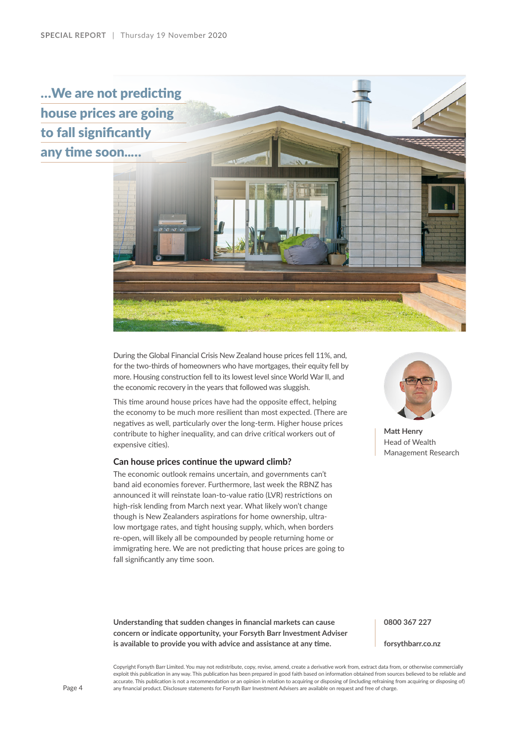## ...We are not predicting house prices are going to fall significantly any time soon.....

During the Global Financial Crisis New Zealand house prices fell 11%, and, for the two-thirds of homeowners who have mortgages, their equity fell by more. Housing construction fell to its lowest level since World War II, and the economic recovery in the years that followed was sluggish.

This time around house prices have had the opposite effect, helping the economy to be much more resilient than most expected. (There are negatives as well, particularly over the long-term. Higher house prices contribute to higher inequality, and can drive critical workers out of expensive cities).

### Can house prices continue the upward climb?

The economic outlook remains uncertain, and governments can't band aid economies forever. Furthermore, last week the RBNZ has announced it will reinstate loan-to-value ratio (LVR) restrictions on high-risk lending from March next year. What likely won't change though is New Zealanders aspirations for home ownership, ultra-low mortgage rates, and tight housing supply, which, when borders re-open, will likely all be compounded by people returning home or immigrating here. We are not predicting that house prices are going to fall significantly any time soon.

**Matt Henry**
Head of Wealth Management Research

**Understanding that sudden changes in financial markets can cause concern or indicate opportunity, your Forsyth Barr Investment Adviser is available to provide you with advice and assistance at any time.**

**0800 367 227**

**forsythbarr.co.nz**

Copyright Forsyth Barr Limited. You may not redistribute, copy, revise, amend, create a derivative work from, extract data from, or otherwise commercially exploit this publication in any way. This publication has been prepared in good faith based on information obtained from sources believed to be reliable and accurate. This publication is not a recommendation or an opinion in relation to acquiring or disposing of (including refraining from acquiring or disposing of) any financial product. Disclosure statements for Forsyth Barr Investment Advisers are available on request and free of charge.